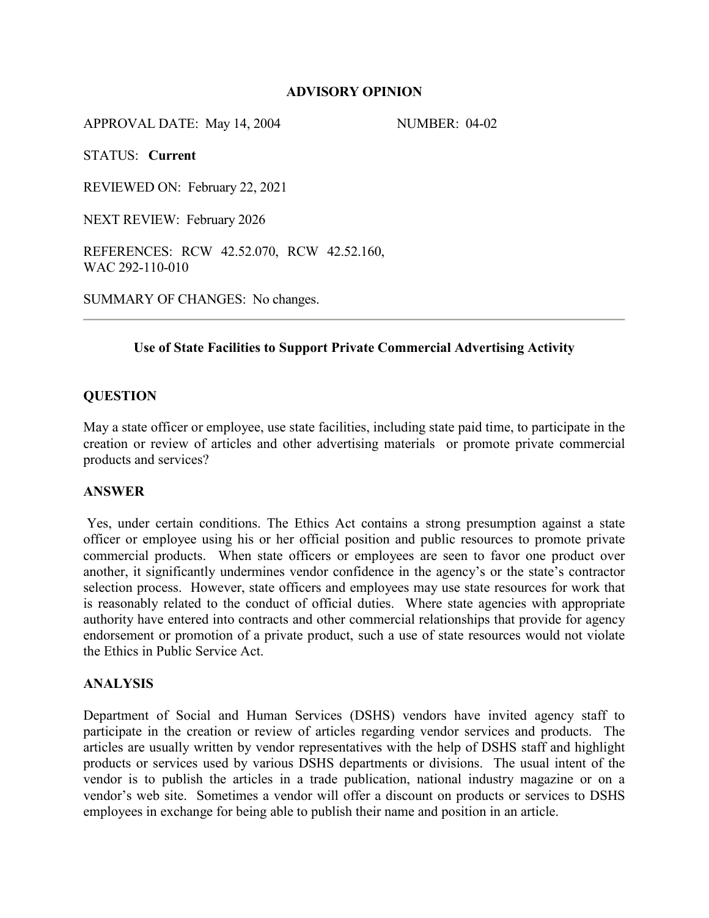**ADVISORY OPINION**

APPROVAL DATE: May 14, 2004 NUMBER: 04-02

STATUS: **Current**

REVIEWED ON: February 22, 2021

NEXT REVIEW: February 2026

REFERENCES: RCW 42.52.070, RCW 42.52.160, WAC 292-110-010

SUMMARY OF CHANGES: No changes.

---

## Use of State Facilities to Support Private Commercial Advertising Activity

### QUESTION

May a state officer or employee, use state facilities, including state paid time, to participate in the creation or review of articles and other advertising materials or promote private commercial products and services?

### ANSWER

Yes, under certain conditions. The Ethics Act contains a strong presumption against a state officer or employee using his or her official position and public resources to promote private commercial products. When state officers or employees are seen to favor one product over another, it significantly undermines vendor confidence in the agency's or the state's contractor selection process. However, state officers and employees may use state resources for work that is reasonably related to the conduct of official duties. Where state agencies with appropriate authority have entered into contracts and other commercial relationships that provide for agency endorsement or promotion of a private product, such a use of state resources would not violate the Ethics in Public Service Act.

### ANALYSIS

Department of Social and Human Services (DSHS) vendors have invited agency staff to participate in the creation or review of articles regarding vendor services and products. The articles are usually written by vendor representatives with the help of DSHS staff and highlight products or services used by various DSHS departments or divisions. The usual intent of the vendor is to publish the articles in a trade publication, national industry magazine or on a vendor's web site. Sometimes a vendor will offer a discount on products or services to DSHS employees in exchange for being able to publish their name and position in an article.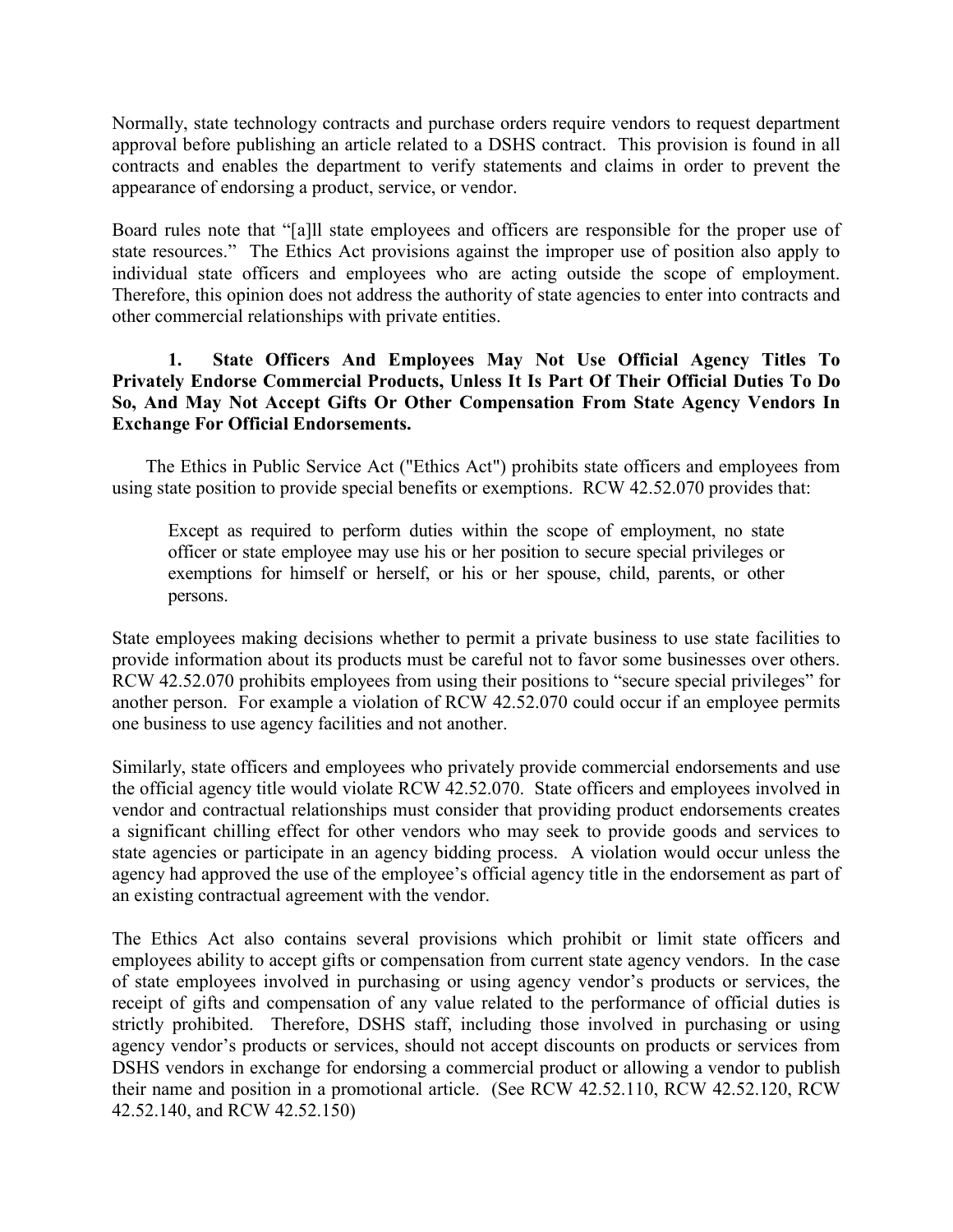Normally, state technology contracts and purchase orders require vendors to request department approval before publishing an article related to a DSHS contract. This provision is found in all contracts and enables the department to verify statements and claims in order to prevent the appearance of endorsing a product, service, or vendor.

Board rules note that "[a]ll state employees and officers are responsible for the proper use of state resources." The Ethics Act provisions against the improper use of position also apply to individual state officers and employees who are acting outside the scope of employment. Therefore, this opinion does not address the authority of state agencies to enter into contracts and other commercial relationships with private entities.

**1. State Officers And Employees May Not Use Official Agency Titles To Privately Endorse Commercial Products, Unless It Is Part Of Their Official Duties To Do So, And May Not Accept Gifts Or Other Compensation From State Agency Vendors In Exchange For Official Endorsements.**

The Ethics in Public Service Act ("Ethics Act") prohibits state officers and employees from using state position to provide special benefits or exemptions. RCW 42.52.070 provides that:

> Except as required to perform duties within the scope of employment, no state officer or state employee may use his or her position to secure special privileges or exemptions for himself or herself, or his or her spouse, child, parents, or other persons.

State employees making decisions whether to permit a private business to use state facilities to provide information about its products must be careful not to favor some businesses over others. RCW 42.52.070 prohibits employees from using their positions to "secure special privileges" for another person. For example a violation of RCW 42.52.070 could occur if an employee permits one business to use agency facilities and not another.

Similarly, state officers and employees who privately provide commercial endorsements and use the official agency title would violate RCW 42.52.070. State officers and employees involved in vendor and contractual relationships must consider that providing product endorsements creates a significant chilling effect for other vendors who may seek to provide goods and services to state agencies or participate in an agency bidding process. A violation would occur unless the agency had approved the use of the employee's official agency title in the endorsement as part of an existing contractual agreement with the vendor.

The Ethics Act also contains several provisions which prohibit or limit state officers and employees ability to accept gifts or compensation from current state agency vendors. In the case of state employees involved in purchasing or using agency vendor's products or services, the receipt of gifts and compensation of any value related to the performance of official duties is strictly prohibited. Therefore, DSHS staff, including those involved in purchasing or using agency vendor's products or services, should not accept discounts on products or services from DSHS vendors in exchange for endorsing a commercial product or allowing a vendor to publish their name and position in a promotional article. (See RCW 42.52.110, RCW 42.52.120, RCW 42.52.140, and RCW 42.52.150)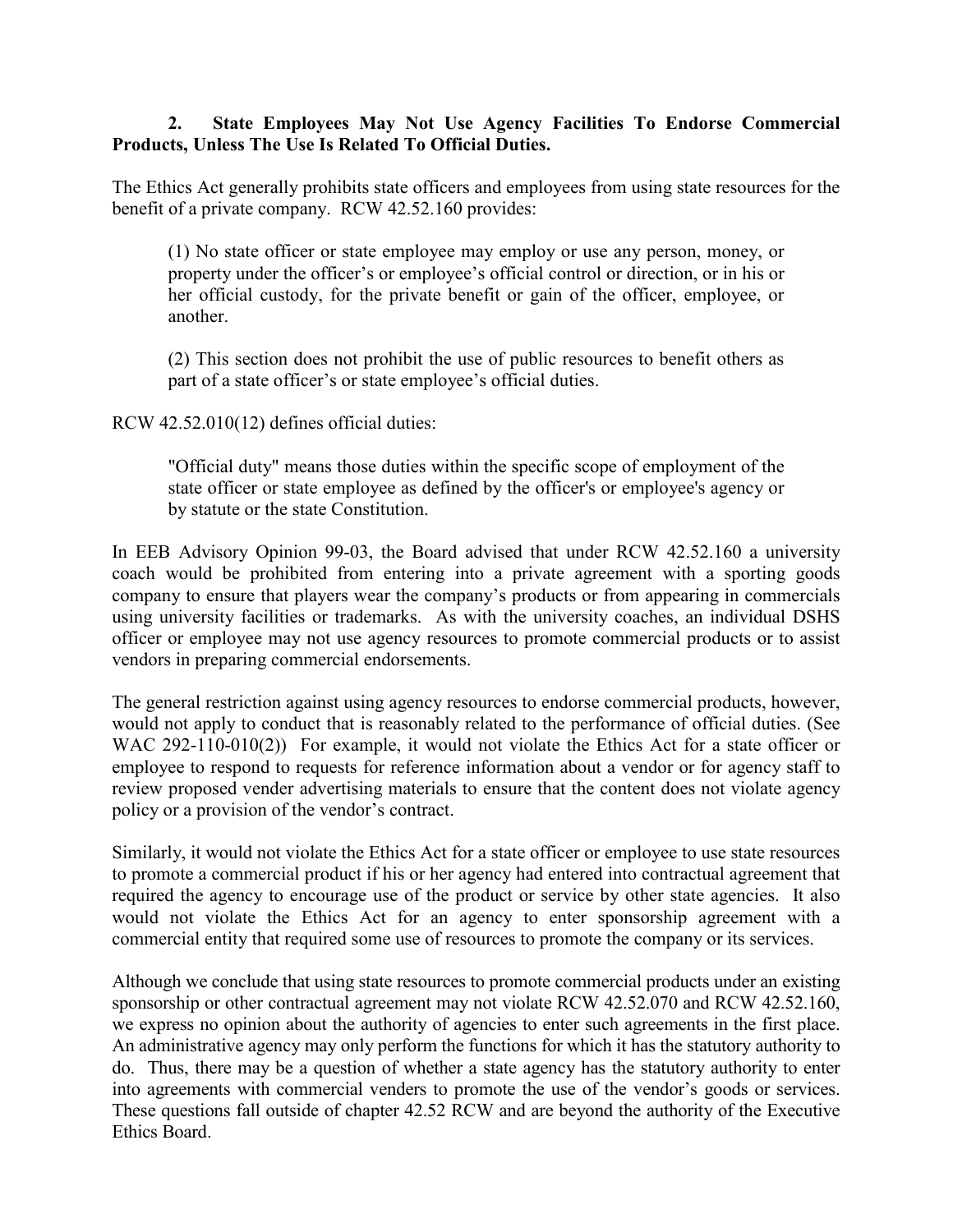### 2. State Employees May Not Use Agency Facilities To Endorse Commercial Products, Unless The Use Is Related To Official Duties.

The Ethics Act generally prohibits state officers and employees from using state resources for the benefit of a private company. RCW 42.52.160 provides:

> (1) No state officer or state employee may employ or use any person, money, or property under the officer's or employee's official control or direction, or in his or her official custody, for the private benefit or gain of the officer, employee, or another.
>
> (2) This section does not prohibit the use of public resources to benefit others as part of a state officer's or state employee's official duties.

RCW 42.52.010(12) defines official duties:

> "Official duty" means those duties within the specific scope of employment of the state officer or state employee as defined by the officer's or employee's agency or by statute or the state Constitution.

In EEB Advisory Opinion 99-03, the Board advised that under RCW 42.52.160 a university coach would be prohibited from entering into a private agreement with a sporting goods company to ensure that players wear the company's products or from appearing in commercials using university facilities or trademarks. As with the university coaches, an individual DSHS officer or employee may not use agency resources to promote commercial products or to assist vendors in preparing commercial endorsements.

The general restriction against using agency resources to endorse commercial products, however, would not apply to conduct that is reasonably related to the performance of official duties. (See WAC 292-110-010(2)) For example, it would not violate the Ethics Act for a state officer or employee to respond to requests for reference information about a vendor or for agency staff to review proposed vender advertising materials to ensure that the content does not violate agency policy or a provision of the vendor's contract.

Similarly, it would not violate the Ethics Act for a state officer or employee to use state resources to promote a commercial product if his or her agency had entered into contractual agreement that required the agency to encourage use of the product or service by other state agencies. It also would not violate the Ethics Act for an agency to enter sponsorship agreement with a commercial entity that required some use of resources to promote the company or its services.

Although we conclude that using state resources to promote commercial products under an existing sponsorship or other contractual agreement may not violate RCW 42.52.070 and RCW 42.52.160, we express no opinion about the authority of agencies to enter such agreements in the first place. An administrative agency may only perform the functions for which it has the statutory authority to do. Thus, there may be a question of whether a state agency has the statutory authority to enter into agreements with commercial venders to promote the use of the vendor's goods or services. These questions fall outside of chapter 42.52 RCW and are beyond the authority of the Executive Ethics Board.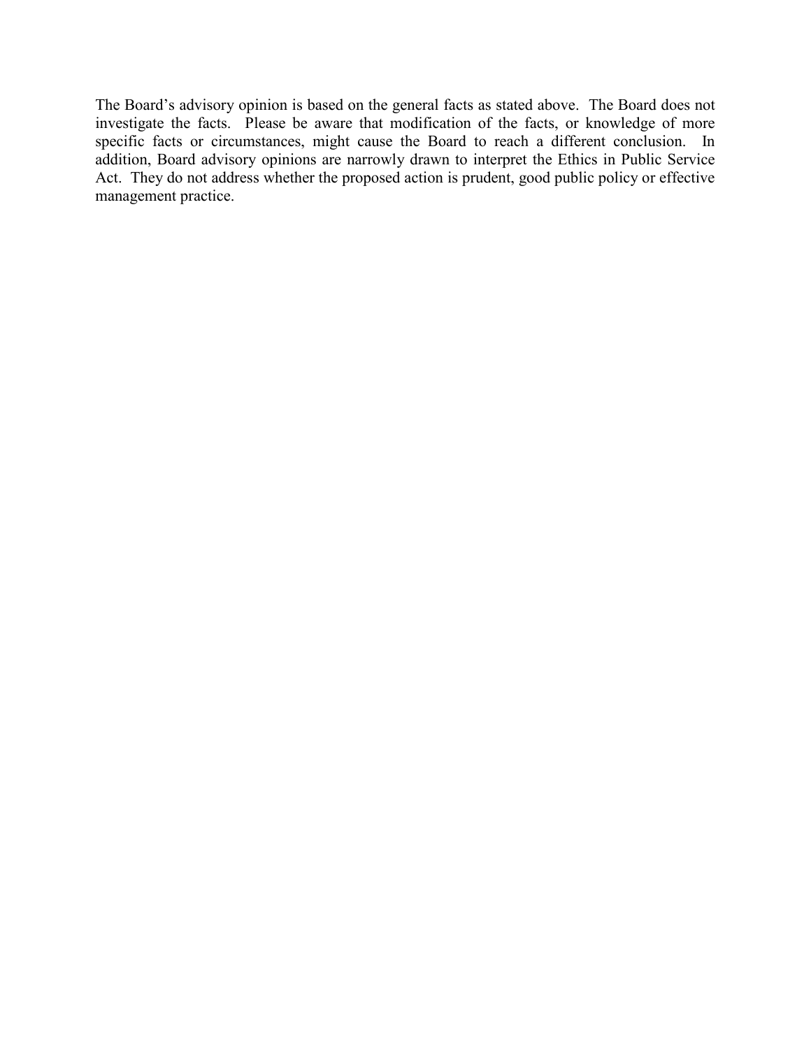The Board's advisory opinion is based on the general facts as stated above. The Board does not investigate the facts. Please be aware that modification of the facts, or knowledge of more specific facts or circumstances, might cause the Board to reach a different conclusion. In addition, Board advisory opinions are narrowly drawn to interpret the Ethics in Public Service Act. They do not address whether the proposed action is prudent, good public policy or effective management practice.